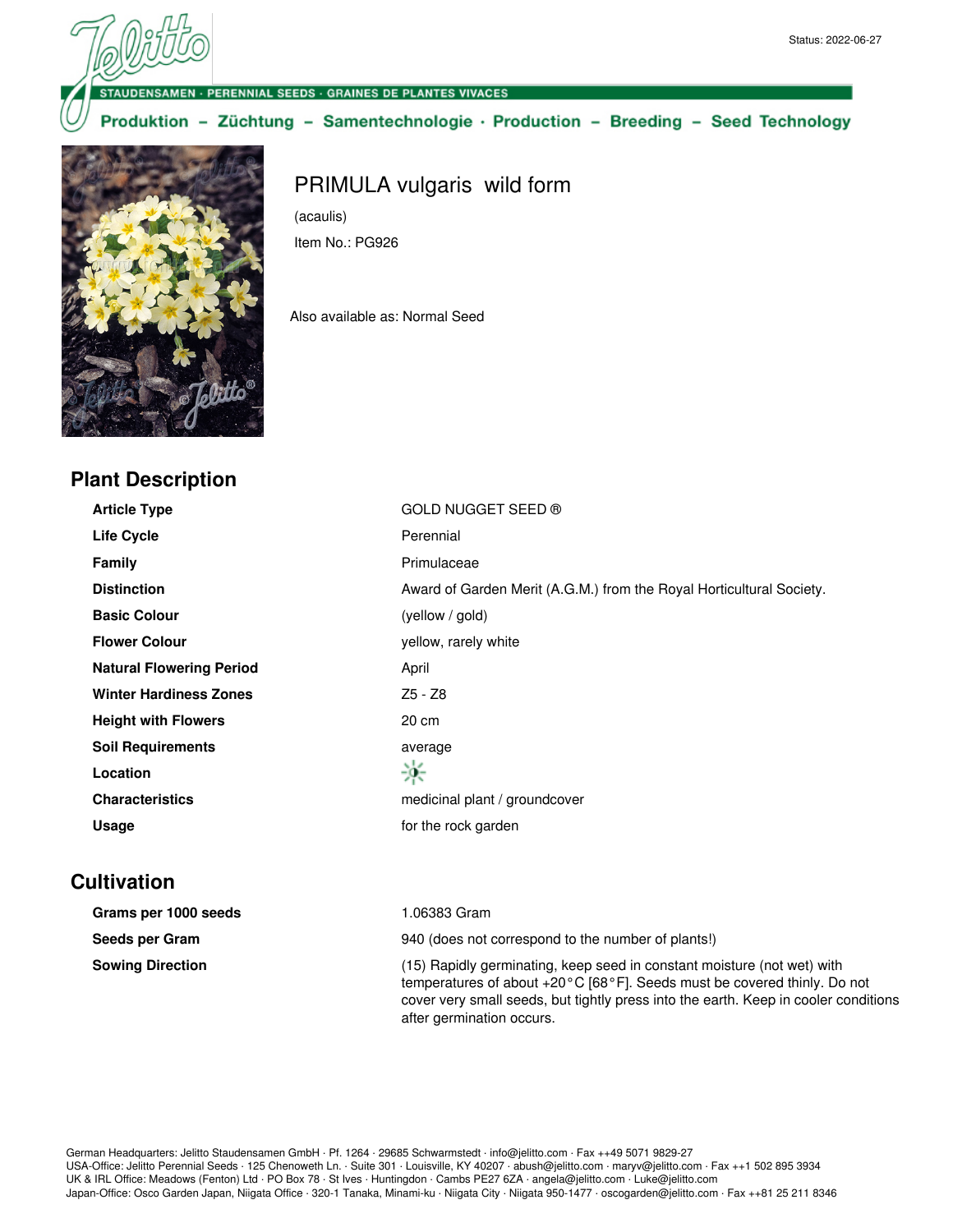Status: 2022-06-27

STAUDENSAMEN · PERENNIAL SEEDS · GRAINES DE PLANTES VIVACES

Produktion – Züchtung – Samentechnologie · Production – Breeding – Seed Technology

# PRIMULA vulgaris wild form

(acaulis)

Item No.: PG926

Also available as: Normal Seed

## Plant Description

| | |
|---|---|
| **Article Type** | GOLD NUGGET SEED ® |
| **Life Cycle** | Perennial |
| **Family** | Primulaceae |
| **Distinction** | Award of Garden Merit (A.G.M.) from the Royal Horticultural Society. |
| **Basic Colour** | (yellow / gold) |
| **Flower Colour** | yellow, rarely white |
| **Natural Flowering Period** | April |
| **Winter Hardiness Zones** | Z5 - Z8 |
| **Height with Flowers** | 20 cm |
| **Soil Requirements** | average |
| **Location** | |
| **Characteristics** | medicinal plant / groundcover |
| **Usage** | for the rock garden |

## Cultivation

| | |
|---|---|
| **Grams per 1000 seeds** | 1.06383 Gram |
| **Seeds per Gram** | 940 (does not correspond to the number of plants!) |
| **Sowing Direction** | (15) Rapidly germinating, keep seed in constant moisture (not wet) with temperatures of about +20°C [68°F]. Seeds must be covered thinly. Do not cover very small seeds, but tightly press into the earth. Keep in cooler conditions after germination occurs. |

German Headquarters: Jelitto Staudensamen GmbH · Pf. 1264 · 29685 Schwarmstedt · info@jelitto.com · Fax ++49 5071 9829-27
USA-Office: Jelitto Perennial Seeds · 125 Chenoweth Ln. · Suite 301 · Louisville, KY 40207 · abush@jelitto.com · maryv@jelitto.com · Fax ++1 502 895 3934
UK & IRL Office: Meadows (Fenton) Ltd · PO Box 78 · St Ives · Huntingdon · Cambs PE27 6ZA · angela@jelitto.com · Luke@jelitto.com
Japan-Office: Osco Garden Japan, Niigata Office · 320-1 Tanaka, Minami-ku · Niigata City · Niigata 950-1477 · oscogarden@jelitto.com · Fax ++81 25 211 8346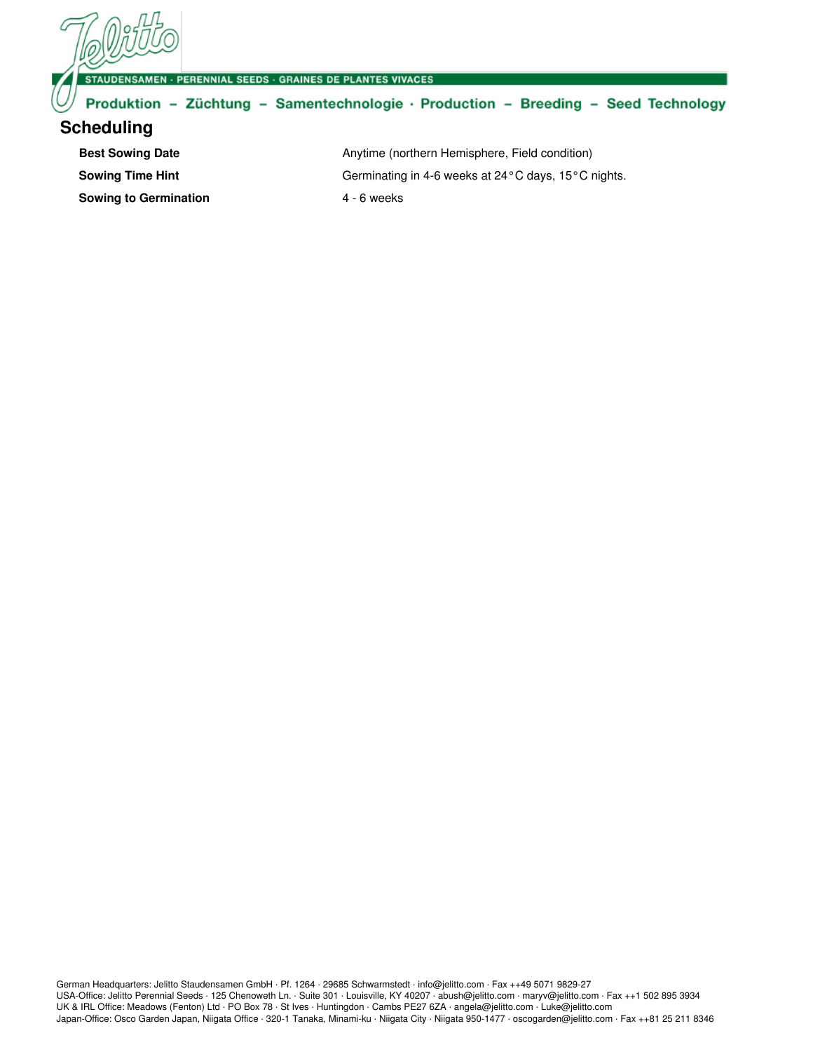## Scheduling

| | |
|---|---|
| **Best Sowing Date** | Anytime (northern Hemisphere, Field condition) |
| **Sowing Time Hint** | Germinating in 4-6 weeks at 24°C days, 15°C nights. |
| **Sowing to Germination** | 4 - 6 weeks |